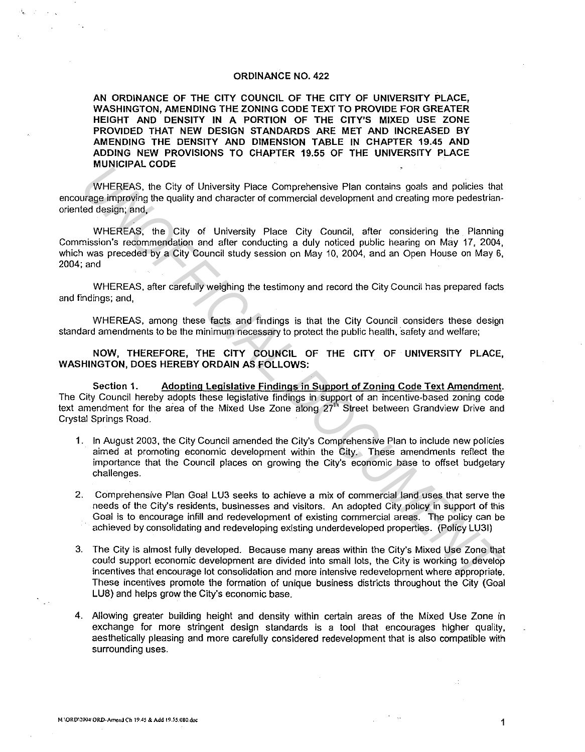# ORDINANCE NO. 422

**AN ORDINANCE OF THE CITY COUNCIL OF THE CITY OF UNIVERSITY PLACE, WASHINGTON, AMENDING THE ZONING CODE TEXT TO PROVIDE FOR GREATER HEIGHT AND DENSITY IN A PORTION OF THE CITY'S MIXED USE ZONE PROVIDED THAT NEW DESIGN STANDARDS ARE MET AND INCREASED BY AMENDING THE DENSITY AND DIMENSION TABLE IN CHAPTER 19.45 AND ADDING NEW PROVISIONS TO CHAPTER 19.55 OF THE UNIVERSITY PLACE MUNICIPAL CODE**

WHEREAS, the City of University Place Comprehensive Plan contains goals and policies that encourage improving the quality and character of commercial development and creating more pedestrian-oriented design; and,

WHEREAS, the City of University Place City Council, after considering the Planning Commission's recommendation and after conducting a duly noticed public hearing on May 17, 2004, which was preceded by a City Council study session on May 10, 2004, and an Open House on May 6, 2004; and

WHEREAS, after carefully weighing the testimony and record the City Council has prepared facts and findings; and,

WHEREAS, among these facts and findings is that the City Council considers these design standard amendments to be the minimum necessary to protect the public health, safety and welfare;

**NOW, THEREFORE, THE CITY COUNCIL OF THE CITY OF UNIVERSITY PLACE, WASHINGTON, DOES HEREBY ORDAIN AS FOLLOWS:**

**Section 1. Adopting Legislative Findings in Support of Zoning Code Text Amendment.** The City Council hereby adopts these legislative findings in support of an incentive-based zoning code text amendment for the area of the Mixed Use Zone along 27th Street between Grandview Drive and Crystal Springs Road.

1. In August 2003, the City Council amended the City's Comprehensive Plan to include new policies aimed at promoting economic development within the City. These amendments reflect the importance that the Council places on growing the City's economic base to offset budgetary challenges.

2. Comprehensive Plan Goal LU3 seeks to achieve a mix of commercial land uses that serve the needs of the City's residents, businesses and visitors. An adopted City policy in support of this Goal is to encourage infill and redevelopment of existing commercial areas. The policy can be achieved by consolidating and redeveloping existing underdeveloped properties. (Policy LU3I)

3. The City is almost fully developed. Because many areas within the City's Mixed Use Zone that could support economic development are divided into small lots, the City is working to develop incentives that encourage lot consolidation and more intensive redevelopment where appropriate. These incentives promote the formation of unique business districts throughout the City (Goal LU8) and helps grow the City's economic base.

4. Allowing greater building height and density within certain areas of the Mixed Use Zone in exchange for more stringent design standards is a tool that encourages higher quality, aesthetically pleasing and more carefully considered redevelopment that is also compatible with surrounding uses.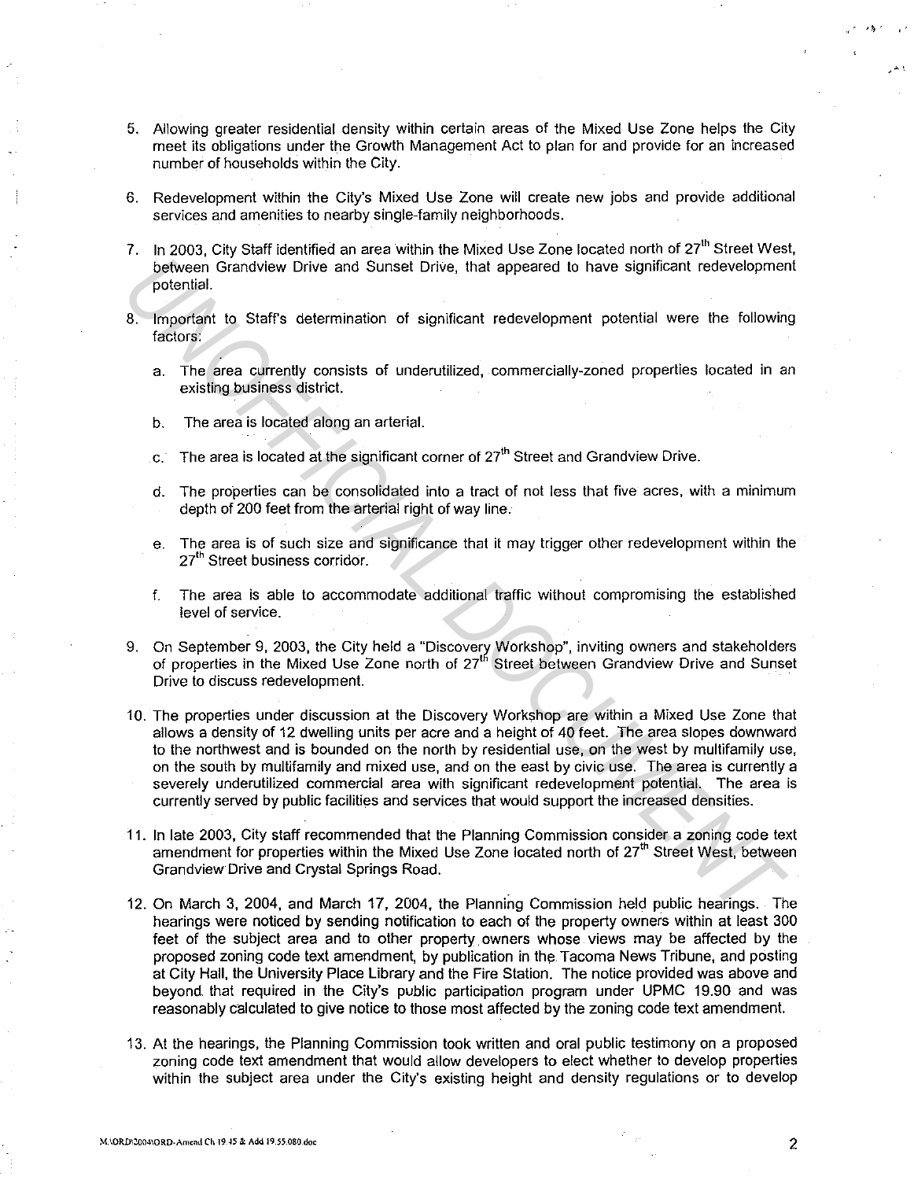5. Allowing greater residential density within certain areas of the Mixed Use Zone helps the City meet its obligations under the Growth Management Act to plan for and provide for an increased number of households within the City.

6. Redevelopment within the City's Mixed Use Zone will create new jobs and provide additional services and amenities to nearby single-family neighborhoods.

7. In 2003, City Staff identified an area within the Mixed Use Zone located north of 27th Street West, between Grandview Drive and Sunset Drive, that appeared to have significant redevelopment potential.

8. Important to Staff's determination of significant redevelopment potential were the following factors:

   a. The area currently consists of underutilized, commercially-zoned properties located in an existing business district.

   b. The area is located along an arterial.

   c. The area is located at the significant corner of 27th Street and Grandview Drive.

   d. The properties can be consolidated into a tract of not less that five acres, with a minimum depth of 200 feet from the arterial right of way line.

   e. The area is of such size and significance that it may trigger other redevelopment within the 27th Street business corridor.

   f. The area is able to accommodate additional traffic without compromising the established level of service.

9. On September 9, 2003, the City held a "Discovery Workshop", inviting owners and stakeholders of properties in the Mixed Use Zone north of 27th Street between Grandview Drive and Sunset Drive to discuss redevelopment.

10. The properties under discussion at the Discovery Workshop are within a Mixed Use Zone that allows a density of 12 dwelling units per acre and a height of 40 feet. The area slopes downward to the northwest and is bounded on the north by residential use, on the west by multifamily use, on the south by multifamily and mixed use, and on the east by civic use. The area is currently a severely underutilized commercial area with significant redevelopment potential. The area is currently served by public facilities and services that would support the increased densities.

11. In late 2003, City staff recommended that the Planning Commission consider a zoning code text amendment for properties within the Mixed Use Zone located north of 27th Street West, between Grandview Drive and Crystal Springs Road.

12. On March 3, 2004, and March 17, 2004, the Planning Commission held public hearings. The hearings were noticed by sending notification to each of the property owners within at least 300 feet of the subject area and to other property owners whose views may be affected by the proposed zoning code text amendment, by publication in the Tacoma News Tribune, and posting at City Hall, the University Place Library and the Fire Station. The notice provided was above and beyond that required in the City's public participation program under UPMC 19.90 and was reasonably calculated to give notice to those most affected by the zoning code text amendment.

13. At the hearings, the Planning Commission took written and oral public testimony on a proposed zoning code text amendment that would allow developers to elect whether to develop properties within the subject area under the City's existing height and density regulations or to develop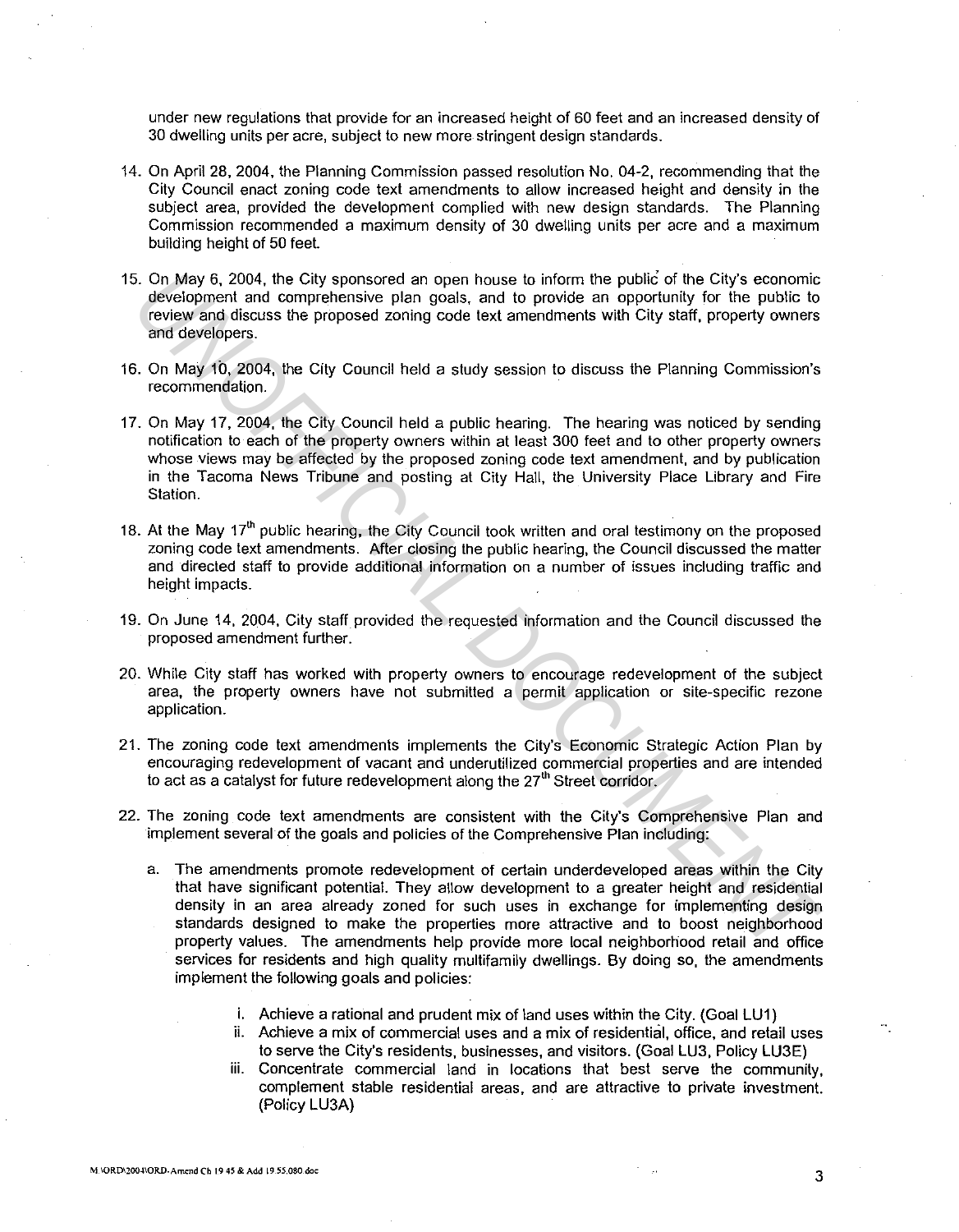under new regulations that provide for an increased height of 60 feet and an increased density of 30 dwelling units per acre, subject to new more stringent design standards.

14. On April 28, 2004, the Planning Commission passed resolution No. 04-2, recommending that the City Council enact zoning code text amendments to allow increased height and density in the subject area, provided the development complied with new design standards. The Planning Commission recommended a maximum density of 30 dwelling units per acre and a maximum building height of 50 feet.

15. On May 6, 2004, the City sponsored an open house to inform the public of the City's economic development and comprehensive plan goals, and to provide an opportunity for the public to review and discuss the proposed zoning code text amendments with City staff, property owners and developers.

16. On May 10, 2004, the City Council held a study session to discuss the Planning Commission's recommendation.

17. On May 17, 2004, the City Council held a public hearing. The hearing was noticed by sending notification to each of the property owners within at least 300 feet and to other property owners whose views may be affected by the proposed zoning code text amendment, and by publication in the Tacoma News Tribune and posting at City Hall, the University Place Library and Fire Station.

18. At the May 17th public hearing, the City Council took written and oral testimony on the proposed zoning code text amendments. After closing the public hearing, the Council discussed the matter and directed staff to provide additional information on a number of issues including traffic and height impacts.

19. On June 14, 2004, City staff provided the requested information and the Council discussed the proposed amendment further.

20. While City staff has worked with property owners to encourage redevelopment of the subject area, the property owners have not submitted a permit application or site-specific rezone application.

21. The zoning code text amendments implements the City's Economic Strategic Action Plan by encouraging redevelopment of vacant and underutilized commercial properties and are intended to act as a catalyst for future redevelopment along the 27th Street corridor.

22. The zoning code text amendments are consistent with the City's Comprehensive Plan and implement several of the goals and policies of the Comprehensive Plan including:

    a. The amendments promote redevelopment of certain underdeveloped areas within the City that have significant potential. They allow development to a greater height and residential density in an area already zoned for such uses in exchange for implementing design standards designed to make the properties more attractive and to boost neighborhood property values. The amendments help provide more local neighborhood retail and office services for residents and high quality multifamily dwellings. By doing so, the amendments implement the following goals and policies:

        i. Achieve a rational and prudent mix of land uses within the City. (Goal LU1)
        ii. Achieve a mix of commercial uses and a mix of residential, office, and retail uses to serve the City's residents, businesses, and visitors. (Goal LU3, Policy LU3E)
        iii. Concentrate commercial land in locations that best serve the community, complement stable residential areas, and are attractive to private investment. (Policy LU3A)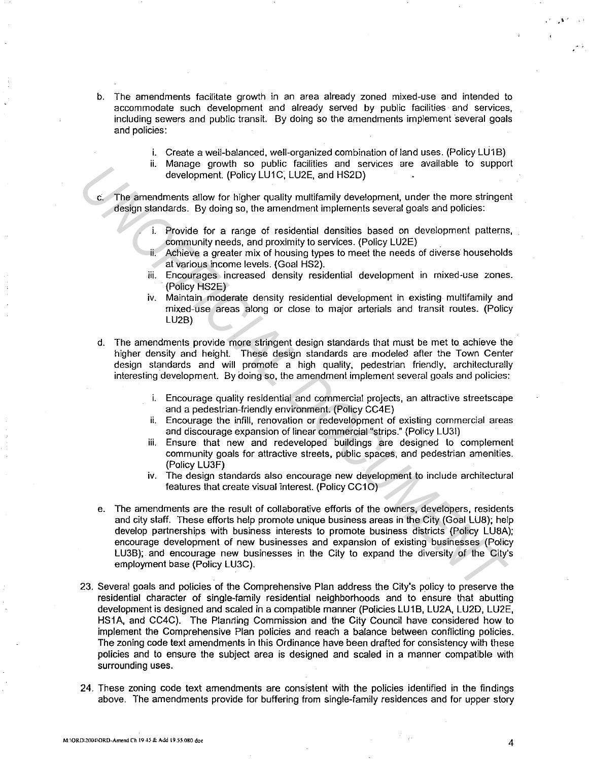b. The amendments facilitate growth in an area already zoned mixed-use and intended to accommodate such development and already served by public facilities and services, including sewers and public transit. By doing so the amendments implement several goals and policies:

   i. Create a well-balanced, well-organized combination of land uses. (Policy LU1B)
   ii. Manage growth so public facilities and services are available to support development. (Policy LU1C, LU2E, and HS2D)

c. The amendments allow for higher quality multifamily development, under the more stringent design standards. By doing so, the amendment implements several goals and policies:

   i. Provide for a range of residential densities based on development patterns, community needs, and proximity to services. (Policy LU2E)
   ii. Achieve a greater mix of housing types to meet the needs of diverse households at various income levels. (Goal HS2).
   iii. Encourages increased density residential development in mixed-use zones. (Policy HS2E)
   iv. Maintain moderate density residential development in existing multifamily and mixed-use areas along or close to major arterials and transit routes. (Policy LU2B)

d. The amendments provide more stringent design standards that must be met to achieve the higher density and height. These design standards are modeled after the Town Center design standards and will promote a high quality, pedestrian friendly, architecturally interesting development. By doing so, the amendment implement several goals and policies:

   i. Encourage quality residential and commercial projects, an attractive streetscape and a pedestrian-friendly environment. (Policy CC4E)
   ii. Encourage the infill, renovation or redevelopment of existing commercial areas and discourage expansion of linear commercial "strips." (Policy LU3I)
   iii. Ensure that new and redeveloped buildings are designed to complement community goals for attractive streets, public spaces, and pedestrian amenities. (Policy LU3F)
   iv. The design standards also encourage new development to include architectural features that create visual interest. (Policy CC1O)

e. The amendments are the result of collaborative efforts of the owners, developers, residents and city staff. These efforts help promote unique business areas in the City (Goal LU8); help develop partnerships with business interests to promote business districts (Policy LU8A); encourage development of new businesses and expansion of existing businesses (Policy LU3B); and encourage new businesses in the City to expand the diversity of the City's employment base (Policy LU3C).

23. Several goals and policies of the Comprehensive Plan address the City's policy to preserve the residential character of single-family residential neighborhoods and to ensure that abutting development is designed and scaled in a compatible manner (Policies LU1B, LU2A, LU2D, LU2E, HS1A, and CC4C). The Planning Commission and the City Council have considered how to implement the Comprehensive Plan policies and reach a balance between conflicting policies. The zoning code text amendments in this Ordinance have been drafted for consistency with these policies and to ensure the subject area is designed and scaled in a manner compatible with surrounding uses.

24. These zoning code text amendments are consistent with the policies identified in the findings above. The amendments provide for buffering from single-family residences and for upper story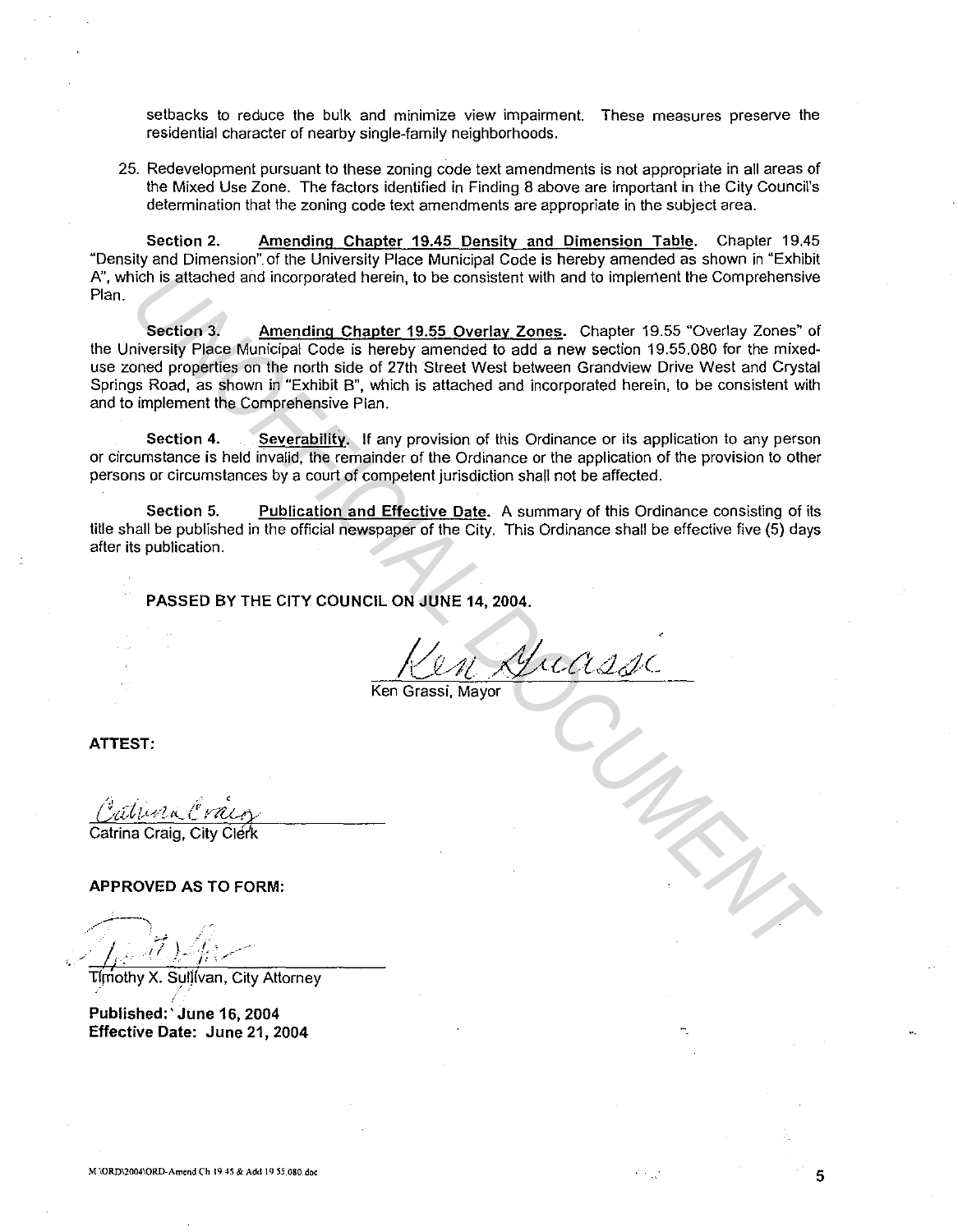setbacks to reduce the bulk and minimize view impairment. These measures preserve the residential character of nearby single-family neighborhoods.

25. Redevelopment pursuant to these zoning code text amendments is not appropriate in all areas of the Mixed Use Zone. The factors identified in Finding 8 above are important in the City Council's determination that the zoning code text amendments are appropriate in the subject area.

**Section 2.** Amending Chapter 19.45 Density and Dimension Table. Chapter 19.45 "Density and Dimension" of the University Place Municipal Code is hereby amended as shown in "Exhibit A", which is attached and incorporated herein, to be consistent with and to implement the Comprehensive Plan.

**Section 3.** Amending Chapter 19.55 Overlay Zones. Chapter 19.55 "Overlay Zones" of the University Place Municipal Code is hereby amended to add a new section 19.55.080 for the mixed-use zoned properties on the north side of 27th Street West between Grandview Drive West and Crystal Springs Road, as shown in "Exhibit B", which is attached and incorporated herein, to be consistent with and to implement the Comprehensive Plan.

**Section 4.** Severability. If any provision of this Ordinance or its application to any person or circumstance is held invalid, the remainder of the Ordinance or the application of the provision to other persons or circumstances by a court of competent jurisdiction shall not be affected.

**Section 5.** Publication and Effective Date. A summary of this Ordinance consisting of its title shall be published in the official newspaper of the City. This Ordinance shall be effective five (5) days after its publication.

**PASSED BY THE CITY COUNCIL ON JUNE 14, 2004.**

Ken Grassi, Mayor

**ATTEST:**

Catrina Craig, City Clerk

**APPROVED AS TO FORM:**

Timothy X. Sullivan, City Attorney

**Published: June 16, 2004**
**Effective Date: June 21, 2004**

M:\ORD\2004\ORD-Amend Ch 19.45 & Add 19.55.080.doc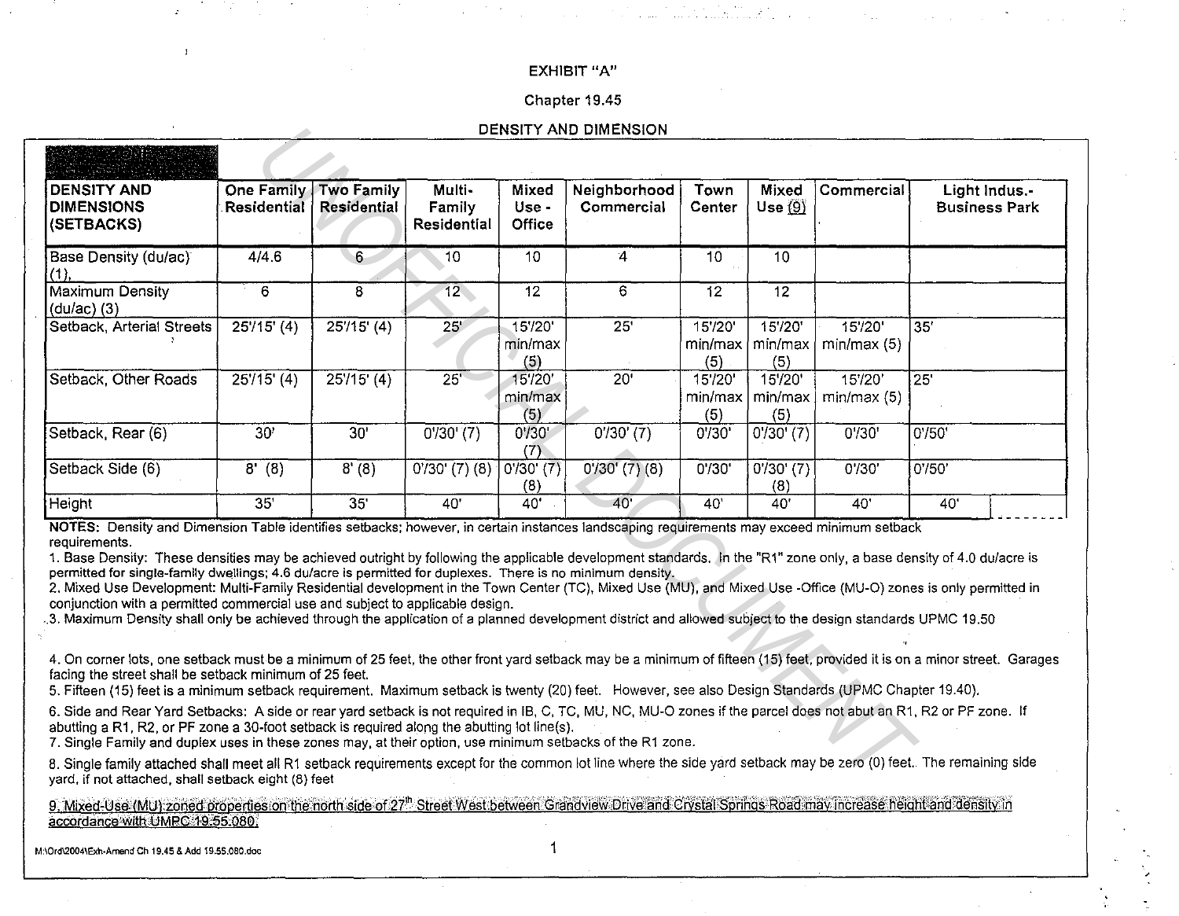EXHIBIT "A"

Chapter 19.45

DENSITY AND DIMENSION

| DENSITY AND DIMENSIONS (SETBACKS) | One Family Residential | Two Family Residential | Multi-Family Residential | Mixed Use - Office | Neighborhood Commercial | Town Center | Mixed Use (9) | Commercial | Light Indus.-Business Park |
|---|---|---|---|---|---|---|---|---|---|
| Base Density (du/ac) (1). | 4/4.6 | 6 | 10 | 10 | 4 | 10 | 10 | | |
| Maximum Density (du/ac) (3) | 6 | 8 | 12 | 12 | 6 | 12 | 12 | | |
| Setback, Arterial Streets | 25'/15' (4) | 25'/15' (4) | 25' | 15'/20' min/max (5) | 25' | 15'/20' min/max (5) | 15'/20' min/max (5) | 15'/20' min/max (5) | 35' |
| Setback, Other Roads | 25'/15' (4) | 25'/15' (4) | 25' | 15'/20' min/max (5) | 20' | 15'/20' min/max (5) | 15'/20' min/max (5) | 15'/20' min/max (5) | 25' |
| Setback, Rear (6) | 30' | 30' | 0'/30' (7) | 0'/30' (7) | 0'/30' (7) | 0'/30' | 0'/30' (7) | 0'/30' | 0'/50' |
| Setback Side (6) | 8' (8) | 8' (8) | 0'/30' (7) (8) | 0'/30' (7) (8) | 0'/30' (7) (8) | 0'/30' | 0'/30' (7) (8) | 0'/30' | 0'/50' |
| Height | 35' | 35' | 40' | 40' | 40' | 40' | 40' | 40' | 40' |

**NOTES:** Density and Dimension Table identifies setbacks; however, in certain instances landscaping requirements may exceed minimum setback requirements.

1. Base Density: These densities may be achieved outright by following the applicable development standards. In the "R1" zone only, a base density of 4.0 du/acre is permitted for single-family dwellings; 4.6 du/acre is permitted for duplexes. There is no minimum density.
2. Mixed Use Development: Multi-Family Residential development in the Town Center (TC), Mixed Use (MU), and Mixed Use -Office (MU-O) zones is only permitted in conjunction with a permitted commercial use and subject to applicable design.
3. Maximum Density shall only be achieved through the application of a planned development district and allowed subject to the design standards UPMC 19.50
4. On corner lots, one setback must be a minimum of 25 feet, the other front yard setback may be a minimum of fifteen (15) feet, provided it is on a minor street. Garages facing the street shall be setback minimum of 25 feet.
5. Fifteen (15) feet is a minimum setback requirement. Maximum setback is twenty (20) feet. However, see also Design Standards (UPMC Chapter 19.40).
6. Side and Rear Yard Setbacks: A side or rear yard setback is not required in IB, C, TC, MU, NC, MU-O zones if the parcel does not abut an R1, R2 or PF zone. If abutting a R1, R2, or PF zone a 30-foot setback is required along the abutting lot line(s).
7. Single Family and duplex uses in these zones may, at their option, use minimum setbacks of the R1 zone.
8. Single family attached shall meet all R1 setback requirements except for the common lot line where the side yard setback may be zero (0) feet. The remaining side yard, if not attached, shall setback eight (8) feet
9. Mixed-Use (MU) zoned properties on the north side of 27th Street West between Grandview Drive and Crystal Springs Road may increase height and density in accordance with UMPC 19.55.080.

M:\Ord\2004\Exh-Amend Ch 19.45 & Add 19.55.080.doc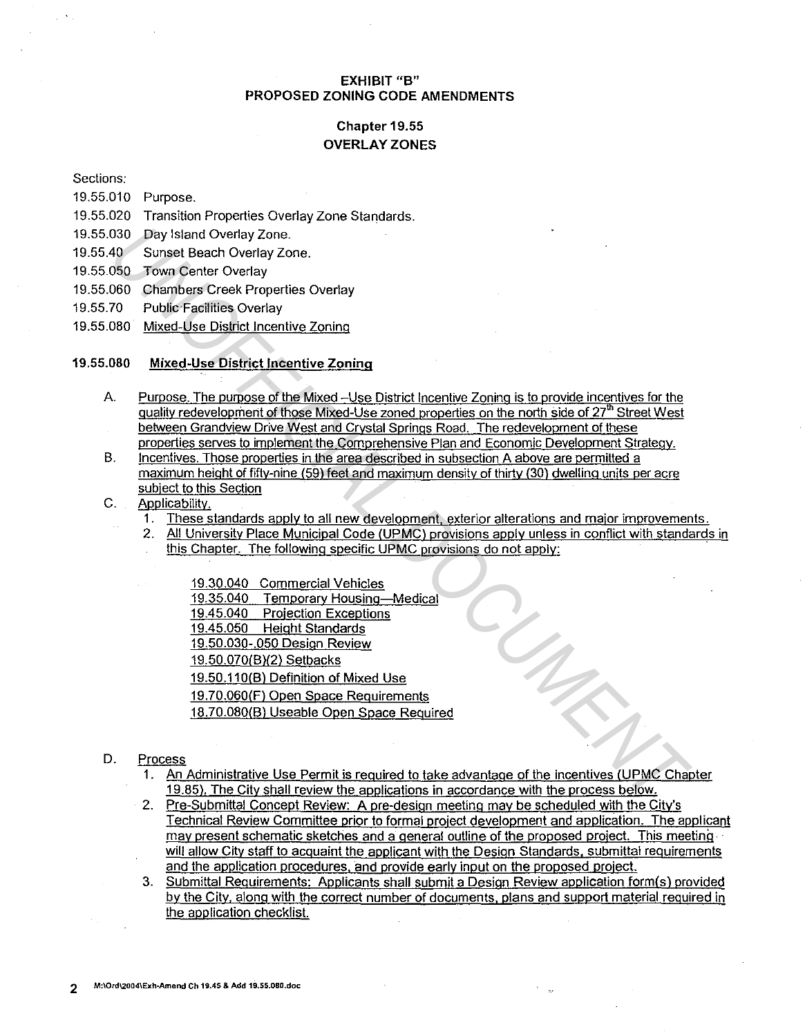**EXHIBIT "B"**
**PROPOSED ZONING CODE AMENDMENTS**

**Chapter 19.55**
**OVERLAY ZONES**

Sections:

19.55.010 Purpose.
19.55.020 Transition Properties Overlay Zone Standards.
19.55.030 Day Island Overlay Zone.
19.55.40 Sunset Beach Overlay Zone.
19.55.050 Town Center Overlay
19.55.060 Chambers Creek Properties Overlay
19.55.70 Public Facilities Overlay
19.55.080 Mixed-Use District Incentive Zoning

**19.55.080 Mixed-Use District Incentive Zoning**

A. Purpose. The purpose of the Mixed –Use District Incentive Zoning is to provide incentives for the quality redevelopment of those Mixed-Use zoned properties on the north side of 27th Street West between Grandview Drive West and Crystal Springs Road. The redevelopment of these properties serves to implement the Comprehensive Plan and Economic Development Strategy.

B. Incentives. Those properties in the area described in subsection A above are permitted a maximum height of fifty-nine (59) feet and maximum density of thirty (30) dwelling units per acre subject to this Section

C. Applicability.
   1. These standards apply to all new development, exterior alterations and major improvements.
   2. All University Place Municipal Code (UPMC) provisions apply unless in conflict with standards in this Chapter. The following specific UPMC provisions do not apply:

      19.30.040 Commercial Vehicles
      19.35.040 Temporary Housing—Medical
      19.45.040 Projection Exceptions
      19.45.050 Height Standards
      19.50.030-.050 Design Review
      19.50.070(B)(2) Setbacks
      19.50.110(B) Definition of Mixed Use
      19.70.060(F) Open Space Requirements
      18.70.080(B) Useable Open Space Required

D. Process
   1. An Administrative Use Permit is required to take advantage of the incentives (UPMC Chapter 19.85). The City shall review the applications in accordance with the process below.
   2. Pre-Submittal Concept Review: A pre-design meeting may be scheduled with the City's Technical Review Committee prior to formal project development and application. The applicant may present schematic sketches and a general outline of the proposed project. This meeting will allow City staff to acquaint the applicant with the Design Standards, submittal requirements and the application procedures, and provide early input on the proposed project.
   3. Submittal Requirements: Applicants shall submit a Design Review application form(s) provided by the City, along with the correct number of documents, plans and support material required in the application checklist.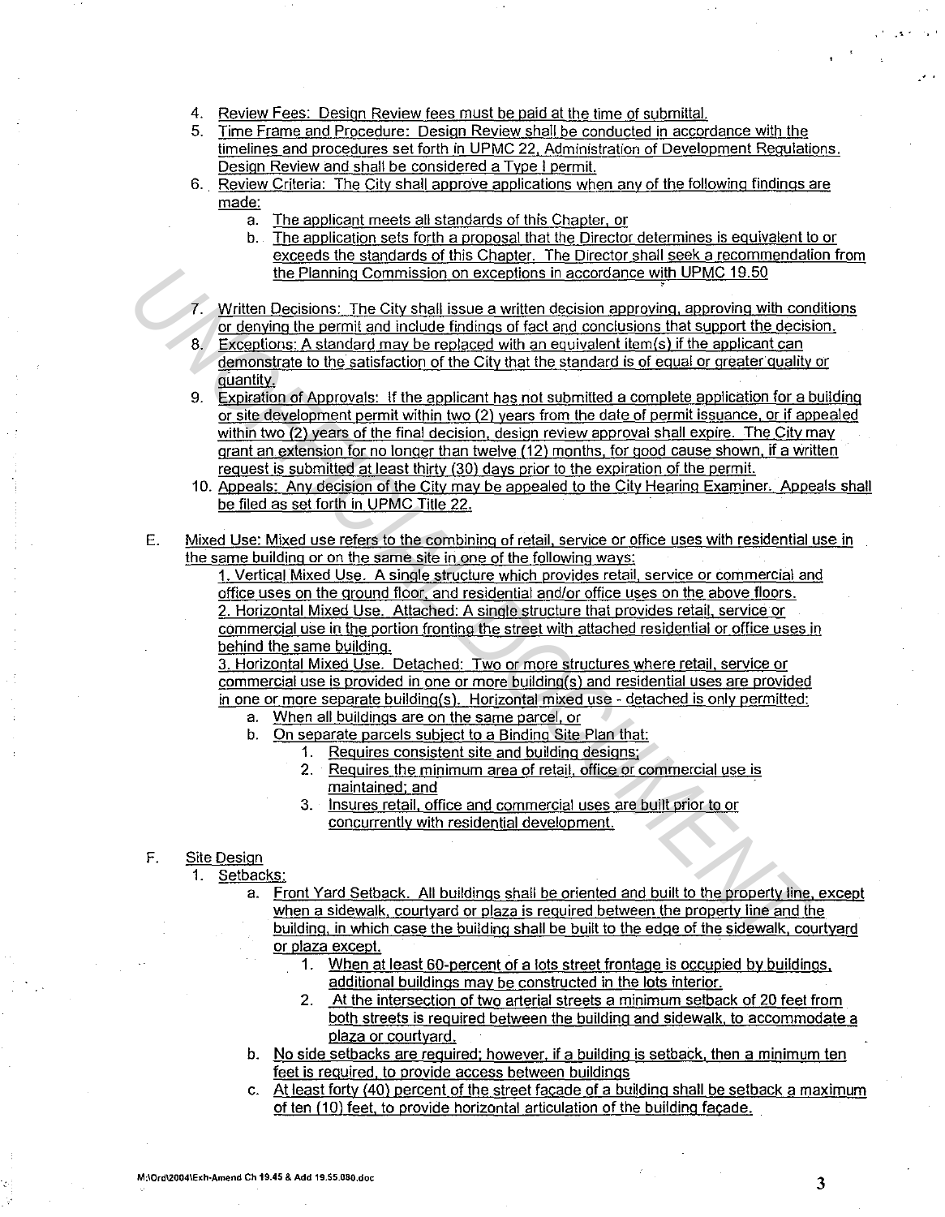4. Review Fees: Design Review fees must be paid at the time of submittal.
5. Time Frame and Procedure: Design Review shall be conducted in accordance with the timelines and procedures set forth in UPMC 22, Administration of Development Regulations. Design Review and shall be considered a Type I permit.
6. Review Criteria: The City shall approve applications when any of the following findings are made:
   a. The applicant meets all standards of this Chapter, or
   b. The application sets forth a proposal that the Director determines is equivalent to or exceeds the standards of this Chapter. The Director shall seek a recommendation from the Planning Commission on exceptions in accordance with UPMC 19.50
7. Written Decisions: The City shall issue a written decision approving, approving with conditions or denying the permit and include findings of fact and conclusions that support the decision.
8. Exceptions: A standard may be replaced with an equivalent item(s) if the applicant can demonstrate to the satisfaction of the City that the standard is of equal or greater quality or quantity.
9. Expiration of Approvals: If the applicant has not submitted a complete application for a building or site development permit within two (2) years from the date of permit issuance, or if appealed within two (2) years of the final decision, design review approval shall expire. The City may grant an extension for no longer than twelve (12) months, for good cause shown, if a written request is submitted at least thirty (30) days prior to the expiration of the permit.
10. Appeals: Any decision of the City may be appealed to the City Hearing Examiner. Appeals shall be filed as set forth in UPMC Title 22.

E. Mixed Use: Mixed use refers to the combining of retail, service or office uses with residential use in the same building or on the same site in one of the following ways:

   1. Vertical Mixed Use. A single structure which provides retail, service or commercial and office uses on the ground floor, and residential and/or office uses on the above floors.

   2. Horizontal Mixed Use. Attached: A single structure that provides retail, service or commercial use in the portion fronting the street with attached residential or office uses in behind the same building.

   3. Horizontal Mixed Use. Detached: Two or more structures where retail, service or commercial use is provided in one or more building(s) and residential uses are provided in one or more separate building(s). Horizontal mixed use - detached is only permitted:
      a. When all buildings are on the same parcel, or
      b. On separate parcels subject to a Binding Site Plan that:
         1. Requires consistent site and building designs;
         2. Requires the minimum area of retail, office or commercial use is maintained; and
         3. Insures retail, office and commercial uses are built prior to or concurrently with residential development.

F. Site Design
   1. Setbacks:
      a. Front Yard Setback. All buildings shall be oriented and built to the property line, except when a sidewalk, courtyard or plaza is required between the property line and the building, in which case the building shall be built to the edge of the sidewalk, courtyard or plaza except.
         1. When at least 60-percent of a lots street frontage is occupied by buildings, additional buildings may be constructed in the lots interior.
         2. At the intersection of two arterial streets a minimum setback of 20 feet from both streets is required between the building and sidewalk, to accommodate a plaza or courtyard.
      b. No side setbacks are required; however, if a building is setback, then a minimum ten feet is required, to provide access between buildings
      c. At least forty (40) percent of the street façade of a building shall be setback a maximum of ten (10) feet, to provide horizontal articulation of the building façade.

M:\Ord\2004\Exh-Amend Ch 19.45 & Add 19.55.030.doc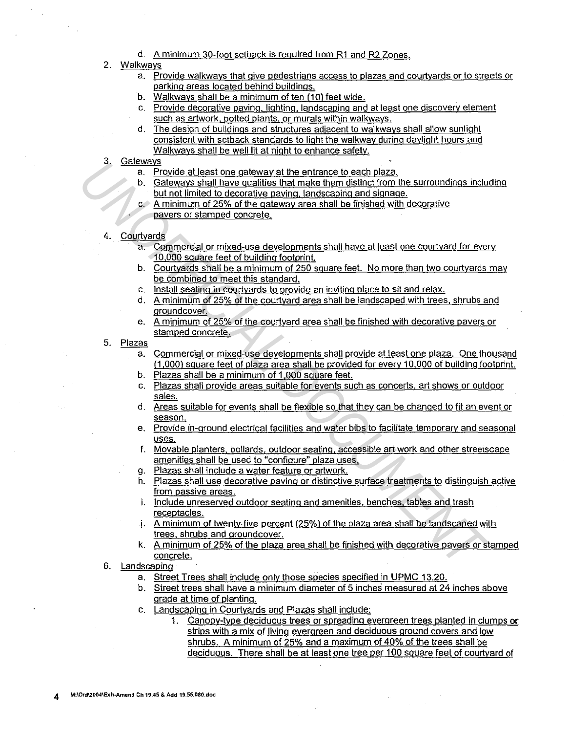d. A minimum 30-foot setback is required from R1 and R2 Zones.

2. Walkways
   a. Provide walkways that give pedestrians access to plazas and courtyards or to streets or parking areas located behind buildings.
   b. Walkways shall be a minimum of ten (10) feet wide.
   c. Provide decorative paving, lighting, landscaping and at least one discovery element such as artwork, potted plants, or murals within walkways.
   d. The design of buildings and structures adjacent to walkways shall allow sunlight consistent with setback standards to light the walkway during daylight hours and Walkways shall be well lit at night to enhance safety.

3. Gateways
   a. Provide at least one gateway at the entrance to each plaza.
   b. Gateways shall have qualities that make them distinct from the surroundings including but not limited to decorative paving, landscaping and signage.
   c. A minimum of 25% of the gateway area shall be finished with decorative pavers or stamped concrete.

4. Courtyards
   a. Commercial or mixed-use developments shall have at least one courtyard for every 10,000 square feet of building footprint.
   b. Courtyards shall be a minimum of 250 square feet. No more than two courtyards may be combined to meet this standard.
   c. Install seating in courtyards to provide an inviting place to sit and relax.
   d. A minimum of 25% of the courtyard area shall be landscaped with trees, shrubs and groundcover.
   e. A minimum of 25% of the courtyard area shall be finished with decorative pavers or stamped concrete.

5. Plazas
   a. Commercial or mixed-use developments shall provide at least one plaza. One thousand (1,000) square feet of plaza area shall be provided for every 10,000 of building footprint.
   b. Plazas shall be a minimum of 1,000 square feet.
   c. Plazas shall provide areas suitable for events such as concerts, art shows or outdoor sales.
   d. Areas suitable for events shall be flexible so that they can be changed to fit an event or season.
   e. Provide in-ground electrical facilities and water bibs to facilitate temporary and seasonal uses.
   f. Movable planters, bollards, outdoor seating, accessible art work and other streetscape amenities shall be used to "configure" plaza uses.
   g. Plazas shall include a water feature or artwork.
   h. Plazas shall use decorative paving or distinctive surface treatments to distinguish active from passive areas.
   i. Include unreserved outdoor seating and amenities, benches, tables and trash receptacles.
   j. A minimum of twenty-five percent (25%) of the plaza area shall be landscaped with trees, shrubs and groundcover.
   k. A minimum of 25% of the plaza area shall be finished with decorative pavers or stamped concrete.

6. Landscaping
   a. Street Trees shall include only those species specified in UPMC 13.20.
   b. Street trees shall have a minimum diameter of 5 inches measured at 24 inches above grade at time of planting.
   c. Landscaping in Courtyards and Plazas shall include:
      1. Canopy-type deciduous trees or spreading evergreen trees planted in clumps or strips with a mix of living evergreen and deciduous ground covers and low shrubs. A minimum of 25% and a maximum of 40% of the trees shall be deciduous. There shall be at least one tree per 100 square feet of courtyard of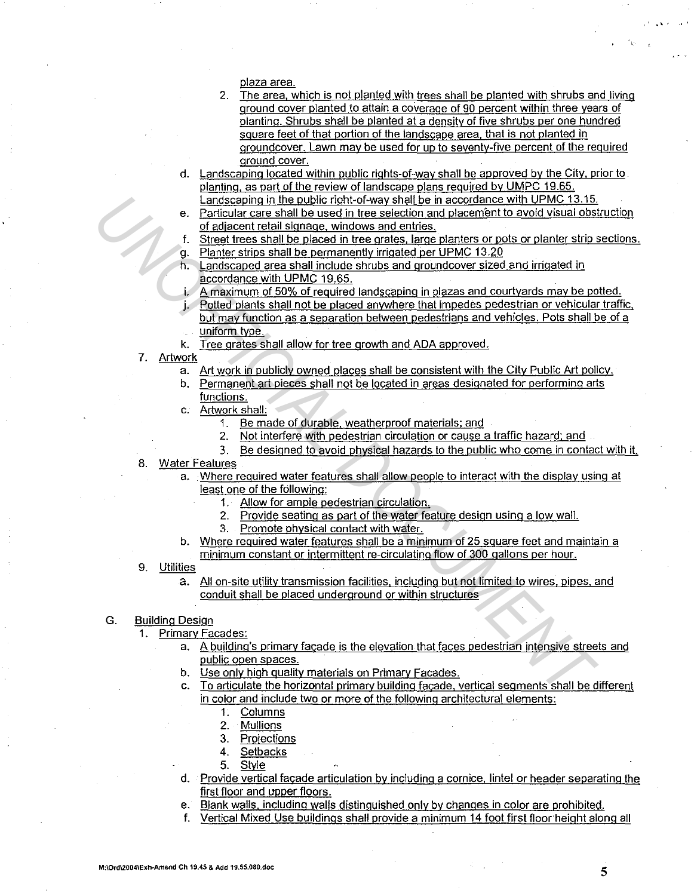plaza area.

2. The area, which is not planted with trees shall be planted with shrubs and living ground cover planted to attain a coverage of 90 percent within three years of planting. Shrubs shall be planted at a density of five shrubs per one hundred square feet of that portion of the landscape area, that is not planted in groundcover. Lawn may be used for up to seventy-five percent of the required ground cover.

d. Landscaping located within public rights-of-way shall be approved by the City, prior to planting, as part of the review of landscape plans required by UMPC 19.65. Landscaping in the public right-of-way shall be in accordance with UPMC 13.15.

e. Particular care shall be used in tree selection and placement to avoid visual obstruction of adjacent retail signage, windows and entries.

f. Street trees shall be placed in tree grates, large planters or pots or planter strip sections.

g. Planter strips shall be permanently irrigated per UPMC 13.20

h. Landscaped area shall include shrubs and groundcover sized and irrigated in accordance with UPMC 19.65.

i. A maximum of 50% of required landscaping in plazas and courtyards may be potted.

j. Potted plants shall not be placed anywhere that impedes pedestrian or vehicular traffic, but may function as a separation between pedestrians and vehicles. Pots shall be of a uniform type.

k. Tree grates shall allow for tree growth and ADA approved.

7. Artwork
   a. Art work in publicly owned places shall be consistent with the City Public Art policy.
   b. Permanent art pieces shall not be located in areas designated for performing arts functions.
   c. Artwork shall:
      1. Be made of durable, weatherproof materials; and
      2. Not interfere with pedestrian circulation or cause a traffic hazard; and
      3. Be designed to avoid physical hazards to the public who come in contact with it.

8. Water Features
   a. Where required water features shall allow people to interact with the display using at least one of the following:
      1. Allow for ample pedestrian circulation.
      2. Provide seating as part of the water feature design using a low wall.
      3. Promote physical contact with water.
   b. Where required water features shall be a minimum of 25 square feet and maintain a minimum constant or intermittent re-circulating flow of 300 gallons per hour.

9. Utilities
   a. All on-site utility transmission facilities, including but not limited to wires, pipes, and conduit shall be placed underground or within structures

G. Building Design

1. Primary Facades:
   a. A building's primary façade is the elevation that faces pedestrian intensive streets and public open spaces.
   b. Use only high quality materials on Primary Facades.
   c. To articulate the horizontal primary building façade, vertical segments shall be different in color and include two or more of the following architectural elements:
      1. Columns
      2. Mullions
      3. Projections
      4. Setbacks
      5. Style
   d. Provide vertical façade articulation by including a cornice, lintel or header separating the first floor and upper floors.
   e. Blank walls, including walls distinguished only by changes in color are prohibited.
   f. Vertical Mixed Use buildings shall provide a minimum 14 foot first floor height along all

M:\Ord\2004\Exh-Amend Ch 19.45 & Add 19.55.080.doc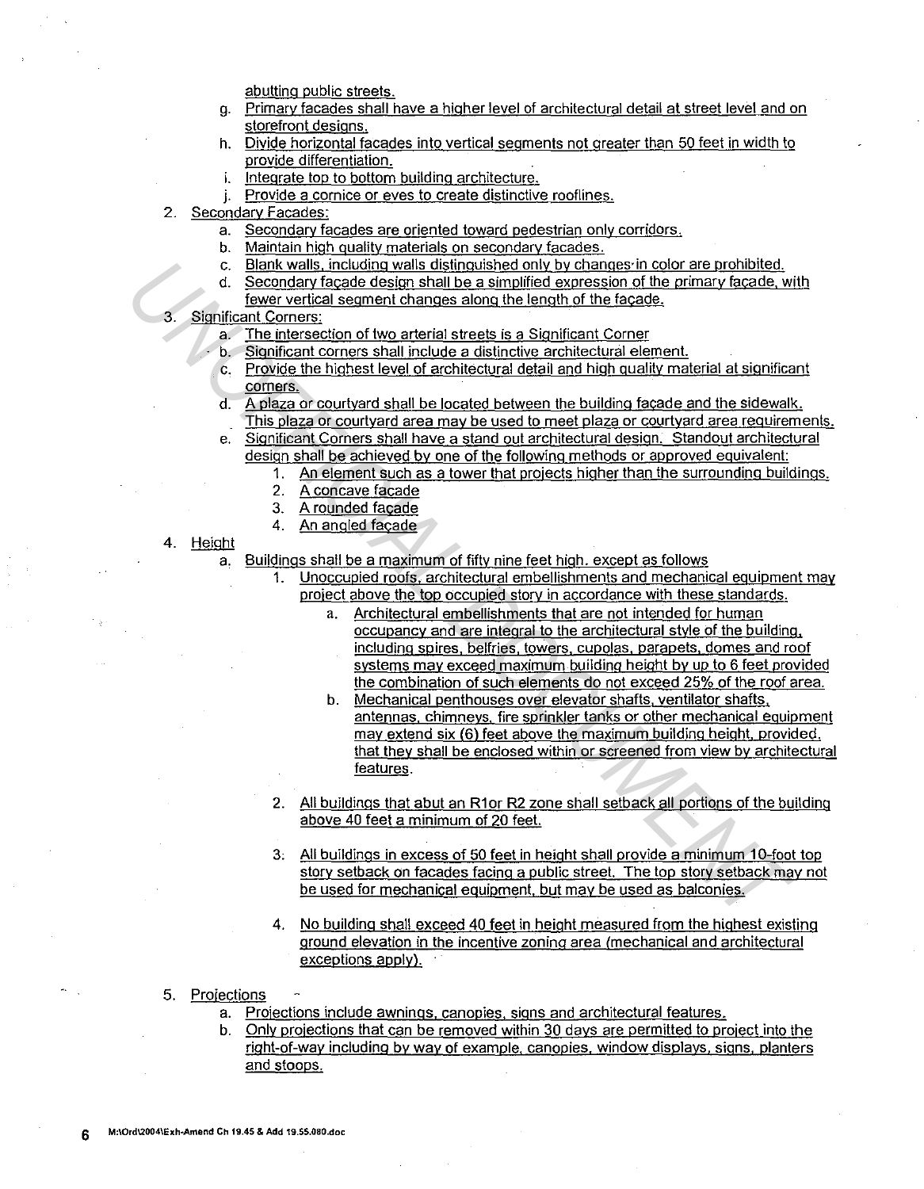abutting public streets.

g. Primary facades shall have a higher level of architectural detail at street level and on storefront designs.
h. Divide horizontal facades into vertical segments not greater than 50 feet in width to provide differentiation.
i. Integrate top to bottom building architecture.
j. Provide a cornice or eves to create distinctive rooflines.

2. Secondary Facades:
   a. Secondary facades are oriented toward pedestrian only corridors.
   b. Maintain high quality materials on secondary facades.
   c. Blank walls, including walls distinguished only by changes in color are prohibited.
   d. Secondary façade design shall be a simplified expression of the primary façade, with fewer vertical segment changes along the length of the façade.

3. Significant Corners:
   a. The intersection of two arterial streets is a Significant Corner
   b. Significant corners shall include a distinctive architectural element.
   c. Provide the highest level of architectural detail and high quality material at significant corners.
   d. A plaza or courtyard shall be located between the building façade and the sidewalk. This plaza or courtyard area may be used to meet plaza or courtyard area requirements.
   e. Significant Corners shall have a stand out architectural design. Standout architectural design shall be achieved by one of the following methods or approved equivalent:
      1. An element such as a tower that projects higher than the surrounding buildings.
      2. A concave façade
      3. A rounded façade
      4. An angled façade

4. Height
   a. Buildings shall be a maximum of fifty nine feet high. except as follows
      1. Unoccupied roofs, architectural embellishments and mechanical equipment may project above the top occupied story in accordance with these standards.
         a. Architectural embellishments that are not intended for human occupancy and are integral to the architectural style of the building, including spires, belfries, towers, cupolas, parapets, domes and roof systems may exceed maximum building height by up to 6 feet provided the combination of such elements do not exceed 25% of the roof area.
         b. Mechanical penthouses over elevator shafts, ventilator shafts, antennas, chimneys, fire sprinkler tanks or other mechanical equipment may extend six (6) feet above the maximum building height, provided, that they shall be enclosed within or screened from view by architectural features.

      2. All buildings that abut an R1or R2 zone shall setback all portions of the building above 40 feet a minimum of 20 feet.

      3. All buildings in excess of 50 feet in height shall provide a minimum 10-foot top story setback on facades facing a public street. The top story setback may not be used for mechanical equipment, but may be used as balconies.

      4. No building shall exceed 40 feet in height measured from the highest existing ground elevation in the incentive zoning area (mechanical and architectural exceptions apply).

5. Projections
   a. Projections include awnings, canopies, signs and architectural features.
   b. Only projections that can be removed within 30 days are permitted to project into the right-of-way including by way of example, canopies, window displays, signs, planters and stoops.

M:\Ord\2004\Exh-Amend Ch 19.45 & Add 19.55.080.doc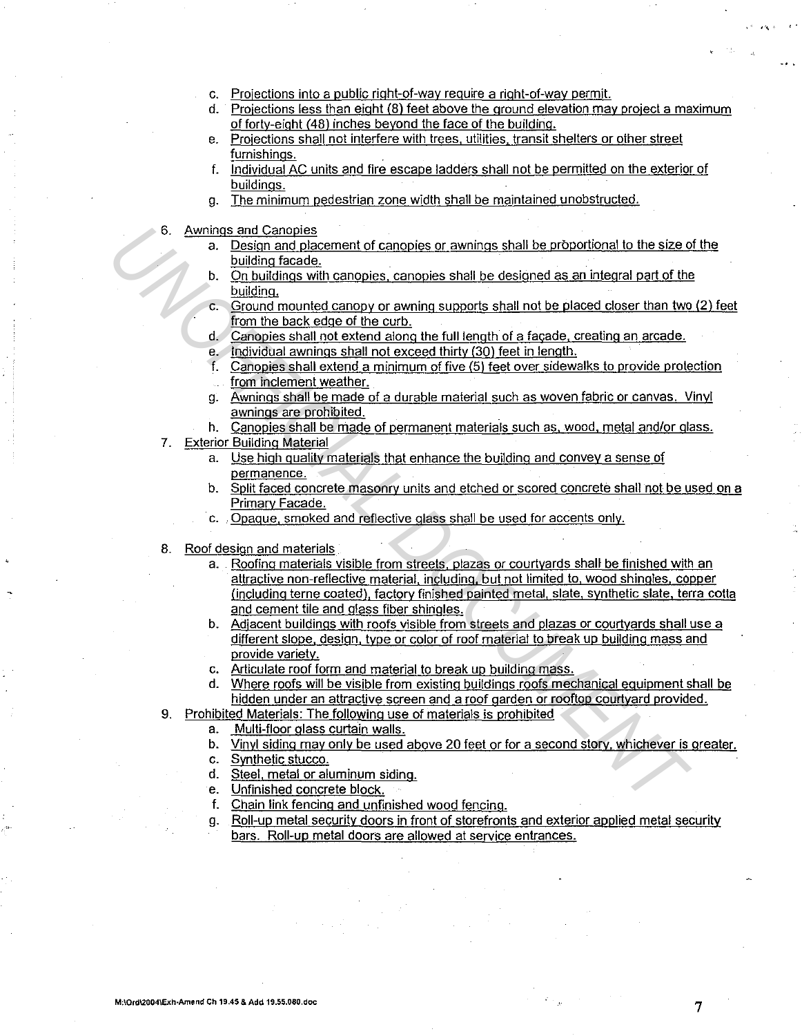c. Projections into a public right-of-way require a right-of-way permit.
d. Projections less than eight (8) feet above the ground elevation may project a maximum of forty-eight (48) inches beyond the face of the building.
e. Projections shall not interfere with trees, utilities, transit shelters or other street furnishings.
f. Individual AC units and fire escape ladders shall not be permitted on the exterior of buildings.
g. The minimum pedestrian zone width shall be maintained unobstructed.

6. Awnings and Canopies
   a. Design and placement of canopies or awnings shall be proportional to the size of the building facade.
   b. On buildings with canopies, canopies shall be designed as an integral part of the building.
   c. Ground mounted canopy or awning supports shall not be placed closer than two (2) feet from the back edge of the curb.
   d. Canopies shall not extend along the full length of a façade, creating an arcade.
   e. Individual awnings shall not exceed thirty (30) feet in length.
   f. Canopies shall extend a minimum of five (5) feet over sidewalks to provide protection from inclement weather.
   g. Awnings shall be made of a durable material such as woven fabric or canvas. Vinyl awnings are prohibited.
   h. Canopies shall be made of permanent materials such as, wood, metal and/or glass.
7. Exterior Building Material
   a. Use high quality materials that enhance the building and convey a sense of permanence.
   b. Split faced concrete masonry units and etched or scored concrete shall not be used on a Primary Facade.
   c. Opaque, smoked and reflective glass shall be used for accents only.

8. Roof design and materials
   a. Roofing materials visible from streets, plazas or courtyards shall be finished with an attractive non-reflective material, including, but not limited to, wood shingles, copper (including terne coated), factory finished painted metal, slate, synthetic slate, terra cotta and cement tile and glass fiber shingles.
   b. Adjacent buildings with roofs visible from streets and plazas or courtyards shall use a different slope, design, type or color of roof material to break up building mass and provide variety.
   c. Articulate roof form and material to break up building mass.
   d. Where roofs will be visible from existing buildings roofs mechanical equipment shall be hidden under an attractive screen and a roof garden or rooftop courtyard provided.
9. Prohibited Materials: The following use of materials is prohibited
   a. Multi-floor glass curtain walls.
   b. Vinyl siding may only be used above 20 feet or for a second story, whichever is greater.
   c. Synthetic stucco.
   d. Steel, metal or aluminum siding.
   e. Unfinished concrete block.
   f. Chain link fencing and unfinished wood fencing.
   g. Roll-up metal security doors in front of storefronts and exterior applied metal security bars. Roll-up metal doors are allowed at service entrances.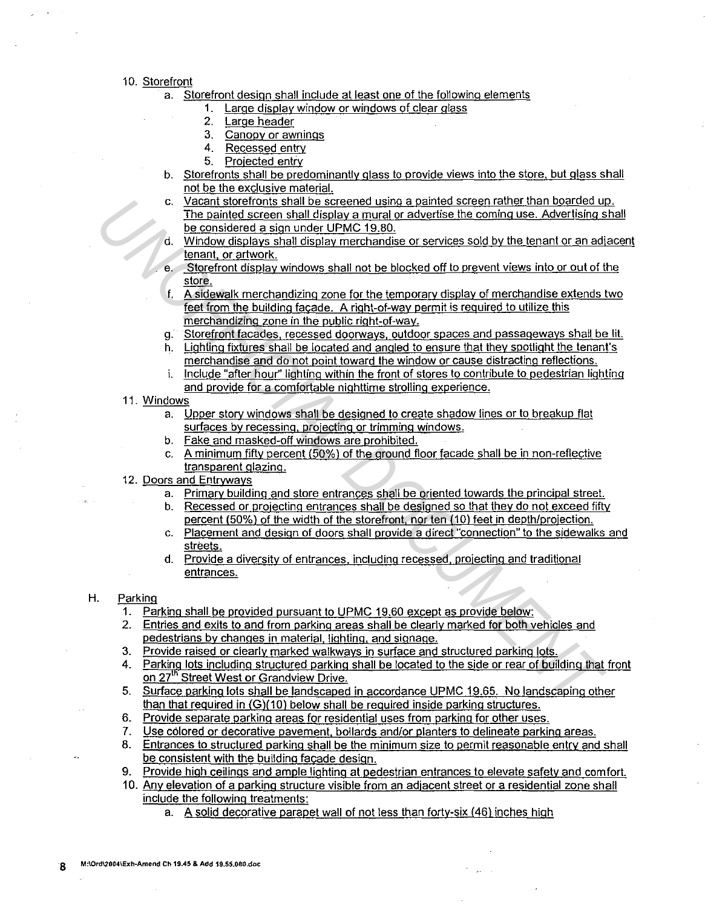10. Storefront
    a. Storefront design shall include at least one of the following elements
        1. Large display window or windows of clear glass
        2. Large header
        3. Canopy or awnings
        4. Recessed entry
        5. Projected entry
    b. Storefronts shall be predominantly glass to provide views into the store, but glass shall not be the exclusive material.
    c. Vacant storefronts shall be screened using a painted screen rather than boarded up. The painted screen shall display a mural or advertise the coming use. Advertising shall be considered a sign under UPMC 19.80.
    d. Window displays shall display merchandise or services sold by the tenant or an adjacent tenant, or artwork.
    e. Storefront display windows shall not be blocked off to prevent views into or out of the store.
    f. A sidewalk merchandizing zone for the temporary display of merchandise extends two feet from the building façade. A right-of-way permit is required to utilize this merchandizing zone in the public right-of-way.
    g. Storefront facades, recessed doorways, outdoor spaces and passageways shall be lit.
    h. Lighting fixtures shall be located and angled to ensure that they spotlight the tenant's merchandise and do not point toward the window or cause distracting reflections.
    i. Include "after hour" lighting within the front of stores to contribute to pedestrian lighting and provide for a comfortable nighttime strolling experience.
11. Windows
    a. Upper story windows shall be designed to create shadow lines or to breakup flat surfaces by recessing, projecting or trimming windows.
    b. Fake and masked-off windows are prohibited.
    c. A minimum fifty percent (50%) of the ground floor facade shall be in non-reflective transparent glazing.
12. Doors and Entryways
    a. Primary building and store entrances shall be oriented towards the principal street.
    b. Recessed or projecting entrances shall be designed so that they do not exceed fifty percent (50%) of the width of the storefront, nor ten (10) feet in depth/projection.
    c. Placement and design of doors shall provide a direct "connection" to the sidewalks and streets.
    d. Provide a diversity of entrances, including recessed, projecting and traditional entrances.

H. Parking
1. Parking shall be provided pursuant to UPMC 19.60 except as provide below:
2. Entries and exits to and from parking areas shall be clearly marked for both vehicles and pedestrians by changes in material, lighting, and signage.
3. Provide raised or clearly marked walkways in surface and structured parking lots.
4. Parking lots including structured parking shall be located to the side or rear of building that front on 27th Street West or Grandview Drive.
5. Surface parking lots shall be landscaped in accordance UPMC 19.65. No landscaping other than that required in (G)(10) below shall be required inside parking structures.
6. Provide separate parking areas for residential uses from parking for other uses.
7. Use colored or decorative pavement, bollards and/or planters to delineate parking areas.
8. Entrances to structured parking shall be the minimum size to permit reasonable entry and shall be consistent with the building façade design.
9. Provide high ceilings and ample lighting at pedestrian entrances to elevate safety and comfort.
10. Any elevation of a parking structure visible from an adjacent street or a residential zone shall include the following treatments:
    a. A solid decorative parapet wall of not less than forty-six (46) inches high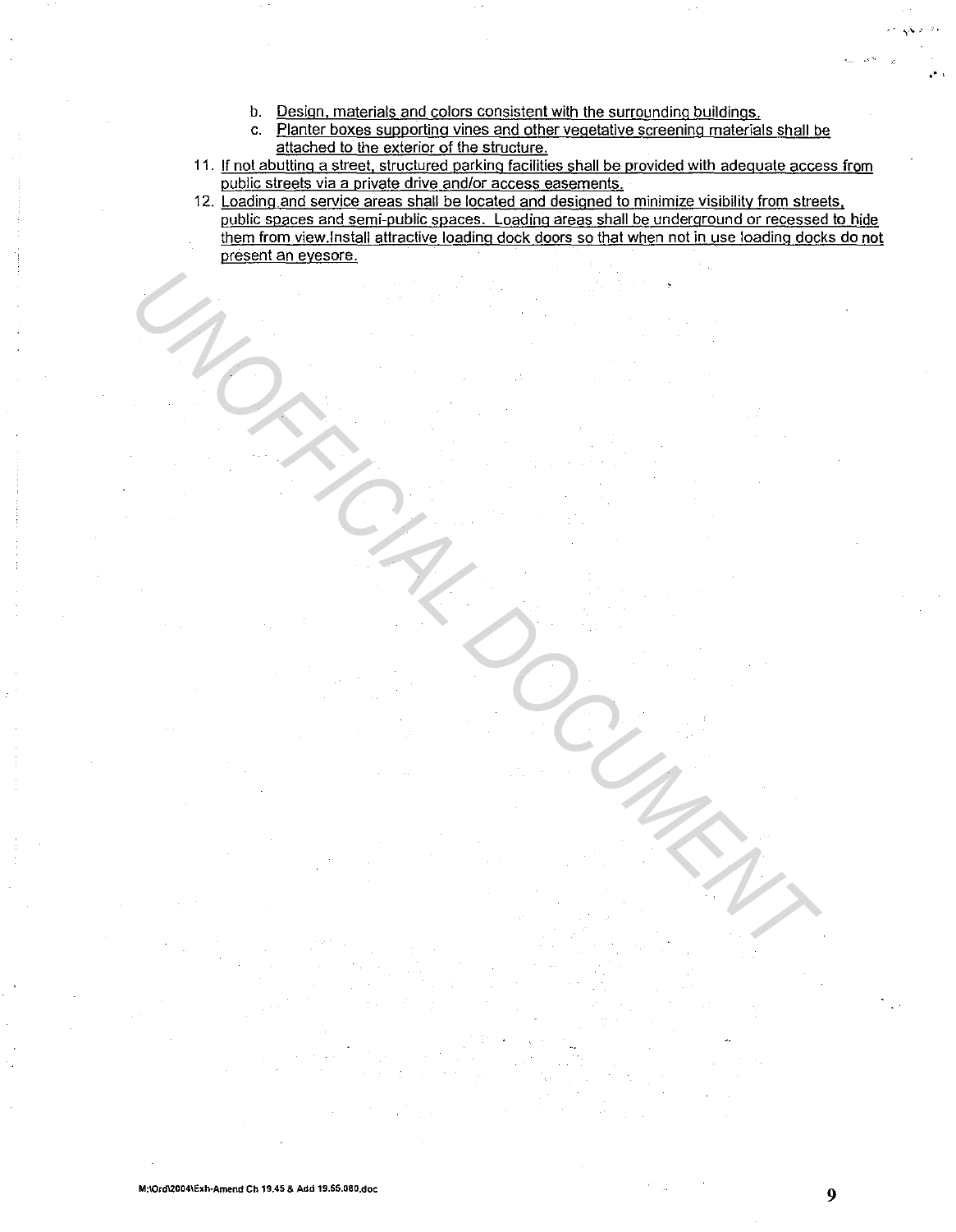b. Design, materials and colors consistent with the surrounding buildings.
c. Planter boxes supporting vines and other vegetative screening materials shall be attached to the exterior of the structure.

11. If not abutting a street, structured parking facilities shall be provided with adequate access from public streets via a private drive and/or access easements.
12. Loading and service areas shall be located and designed to minimize visibility from streets, public spaces and semi-public spaces. Loading areas shall be underground or recessed to hide them from view.Install attractive loading dock doors so that when not in use loading docks do not present an eyesore.

UNOFFICIAL DOCUMENT

M:\Ord\2004\Exh-Amend Ch 19.45 & Add 19.55.080.doc